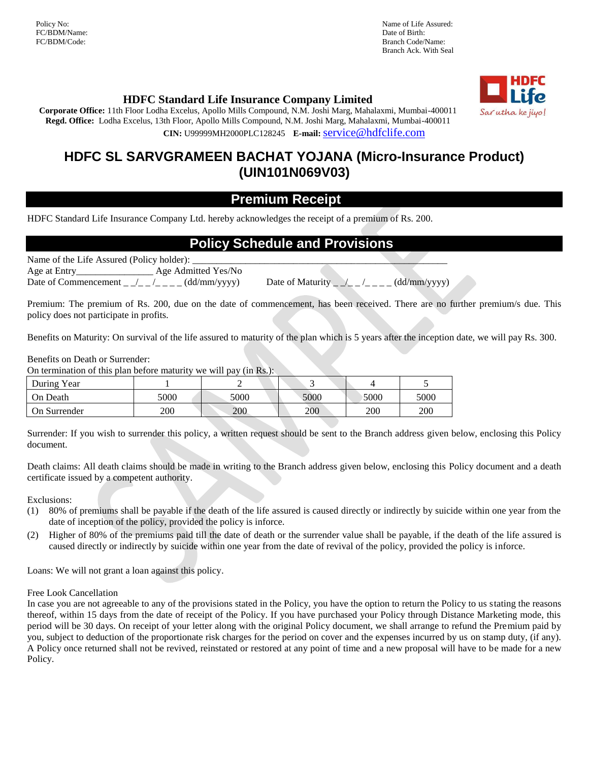Policy No:
FC/BDM/Name:
FC/BDM/Code:

Name of Life Assured:
Date of Birth:
Branch Code/Name:
Branch Ack. With Seal

**HDFC Standard Life Insurance Company Limited**

**Corporate Office:** 11th Floor Lodha Excelus, Apollo Mills Compound, N.M. Joshi Marg, Mahalaxmi, Mumbai-400011
**Regd. Office:** Lodha Excelus, 13th Floor, Apollo Mills Compound, N.M. Joshi Marg, Mahalaxmi, Mumbai-400011
**CIN:** U99999MH2000PLC128245 **E-mail:** service@hdfclife.com

# HDFC SL SARVGRAMEEN BACHAT YOJANA (Micro-Insurance Product) (UIN101N069V03)

## Premium Receipt

HDFC Standard Life Insurance Company Ltd. hereby acknowledges the receipt of a premium of Rs. 200.

## Policy Schedule and Provisions

Name of the Life Assured (Policy holder): ______________________________________________________
Age at Entry________________ Age Admitted Yes/No
Date of Commencement _ _/_ _ /_ _ _ _ (dd/mm/yyyy) Date of Maturity _ _/_ _ /_ _ _ _ (dd/mm/yyyy)

Premium: The premium of Rs. 200, due on the date of commencement, has been received. There are no further premium/s due. This policy does not participate in profits.

Benefits on Maturity: On survival of the life assured to maturity of the plan which is 5 years after the inception date, we will pay Rs. 300.

Benefits on Death or Surrender:
On termination of this plan before maturity we will pay (in Rs.):

| During Year | 1 | 2 | 3 | 4 | 5 |
|---|---|---|---|---|---|
| On Death | 5000 | 5000 | 5000 | 5000 | 5000 |
| On Surrender | 200 | 200 | 200 | 200 | 200 |

Surrender: If you wish to surrender this policy, a written request should be sent to the Branch address given below, enclosing this Policy document.

Death claims: All death claims should be made in writing to the Branch address given below, enclosing this Policy document and a death certificate issued by a competent authority.

Exclusions:
(1) 80% of premiums shall be payable if the death of the life assured is caused directly or indirectly by suicide within one year from the date of inception of the policy, provided the policy is inforce.
(2) Higher of 80% of the premiums paid till the date of death or the surrender value shall be payable, if the death of the life assured is caused directly or indirectly by suicide within one year from the date of revival of the policy, provided the policy is inforce.

Loans: We will not grant a loan against this policy.

Free Look Cancellation
In case you are not agreeable to any of the provisions stated in the Policy, you have the option to return the Policy to us stating the reasons thereof, within 15 days from the date of receipt of the Policy. If you have purchased your Policy through Distance Marketing mode, this period will be 30 days. On receipt of your letter along with the original Policy document, we shall arrange to refund the Premium paid by you, subject to deduction of the proportionate risk charges for the period on cover and the expenses incurred by us on stamp duty, (if any). A Policy once returned shall not be revived, reinstated or restored at any point of time and a new proposal will have to be made for a new Policy.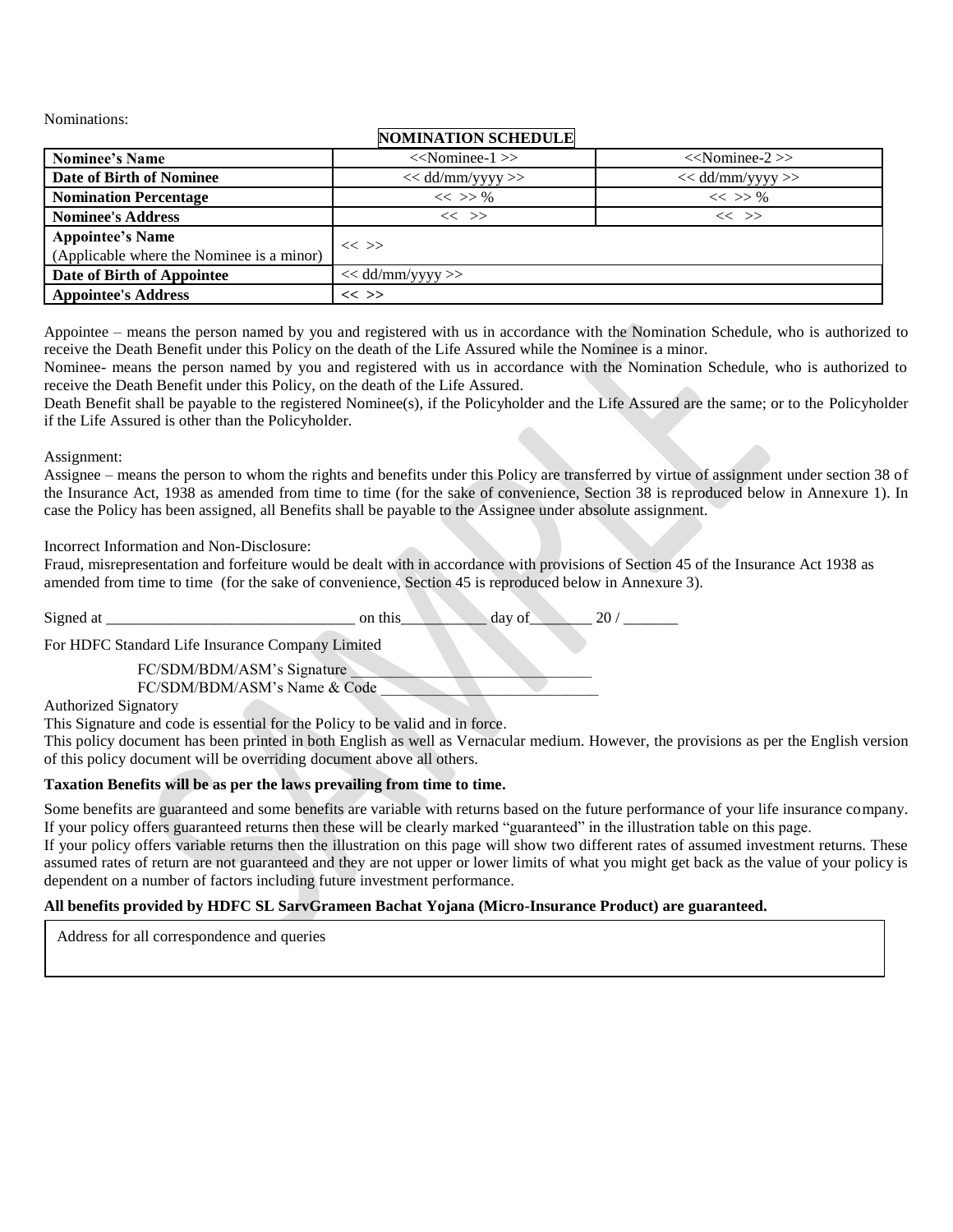Nominations:

**NOMINATION SCHEDULE**

| **Nominee's Name** | <<Nominee-1 >> | <<Nominee-2 >> |
|---|---|---|
| **Date of Birth of Nominee** | << dd/mm/yyyy >> | << dd/mm/yyyy >> |
| **Nomination Percentage** | << >> % | << >> % |
| **Nominee's Address** | << >> | << >> |
| **Appointee's Name** (Applicable where the Nominee is a minor) | << >> | |
| **Date of Birth of Appointee** | << dd/mm/yyyy >> | |
| **Appointee's Address** | **<< >>** | |

Appointee – means the person named by you and registered with us in accordance with the Nomination Schedule, who is authorized to receive the Death Benefit under this Policy on the death of the Life Assured while the Nominee is a minor.

Nominee- means the person named by you and registered with us in accordance with the Nomination Schedule, who is authorized to receive the Death Benefit under this Policy, on the death of the Life Assured.

Death Benefit shall be payable to the registered Nominee(s), if the Policyholder and the Life Assured are the same; or to the Policyholder if the Life Assured is other than the Policyholder.

Assignment:

Assignee – means the person to whom the rights and benefits under this Policy are transferred by virtue of assignment under section 38 of the Insurance Act, 1938 as amended from time to time (for the sake of convenience, Section 38 is reproduced below in Annexure 1). In case the Policy has been assigned, all Benefits shall be payable to the Assignee under absolute assignment.

Incorrect Information and Non-Disclosure:

Fraud, misrepresentation and forfeiture would be dealt with in accordance with provisions of Section 45 of the Insurance Act 1938 as amended from time to time (for the sake of convenience, Section 45 is reproduced below in Annexure 3).

Signed at ________________________________ on this___________ day of________ 20 / _______

For HDFC Standard Life Insurance Company Limited

FC/SDM/BDM/ASM's Signature ______________________________

FC/SDM/BDM/ASM's Name & Code ____________________________

Authorized Signatory

This Signature and code is essential for the Policy to be valid and in force.

This policy document has been printed in both English as well as Vernacular medium. However, the provisions as per the English version of this policy document will be overriding document above all others.

**Taxation Benefits will be as per the laws prevailing from time to time.**

Some benefits are guaranteed and some benefits are variable with returns based on the future performance of your life insurance company. If your policy offers guaranteed returns then these will be clearly marked "guaranteed" in the illustration table on this page.

If your policy offers variable returns then the illustration on this page will show two different rates of assumed investment returns. These assumed rates of return are not guaranteed and they are not upper or lower limits of what you might get back as the value of your policy is dependent on a number of factors including future investment performance.

**All benefits provided by HDFC SL SarvGrameen Bachat Yojana (Micro-Insurance Product) are guaranteed.**

Address for all correspondence and queries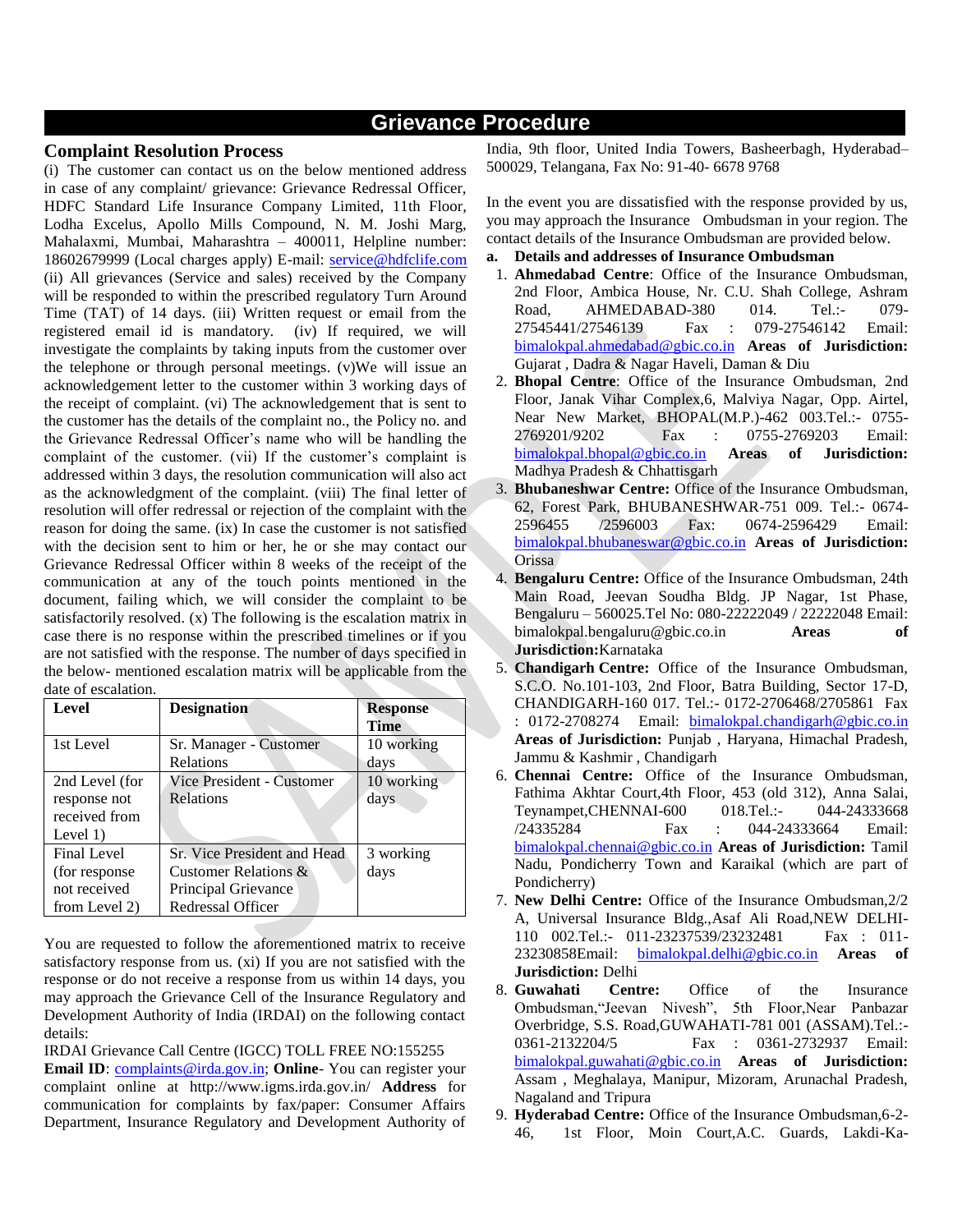# Grievance Procedure

## Complaint Resolution Process

(i) The customer can contact us on the below mentioned address in case of any complaint/ grievance: Grievance Redressal Officer, HDFC Standard Life Insurance Company Limited, 11th Floor, Lodha Excelus, Apollo Mills Compound, N. M. Joshi Marg, Mahalaxmi, Mumbai, Maharashtra – 400011, Helpline number: 18602679999 (Local charges apply) E-mail: service@hdfclife.com (ii) All grievances (Service and sales) received by the Company will be responded to within the prescribed regulatory Turn Around Time (TAT) of 14 days. (iii) Written request or email from the registered email id is mandatory. (iv) If required, we will investigate the complaints by taking inputs from the customer over the telephone or through personal meetings. (v)We will issue an acknowledgement letter to the customer within 3 working days of the receipt of complaint. (vi) The acknowledgement that is sent to the customer has the details of the complaint no., the Policy no. and the Grievance Redressal Officer's name who will be handling the complaint of the customer. (vii) If the customer's complaint is addressed within 3 days, the resolution communication will also act as the acknowledgment of the complaint. (viii) The final letter of resolution will offer redressal or rejection of the complaint with the reason for doing the same. (ix) In case the customer is not satisfied with the decision sent to him or her, he or she may contact our Grievance Redressal Officer within 8 weeks of the receipt of the communication at any of the touch points mentioned in the document, failing which, we will consider the complaint to be satisfactorily resolved. (x) The following is the escalation matrix in case there is no response within the prescribed timelines or if you are not satisfied with the response. The number of days specified in the below- mentioned escalation matrix will be applicable from the date of escalation.

| Level | Designation | Response Time |
|---|---|---|
| 1st Level | Sr. Manager - Customer Relations | 10 working days |
| 2nd Level (for response not received from Level 1) | Vice President - Customer Relations | 10 working days |
| Final Level (for response not received from Level 2) | Sr. Vice President and Head Customer Relations & Principal Grievance Redressal Officer | 3 working days |

You are requested to follow the aforementioned matrix to receive satisfactory response from us. (xi) If you are not satisfied with the response or do not receive a response from us within 14 days, you may approach the Grievance Cell of the Insurance Regulatory and Development Authority of India (IRDAI) on the following contact details:

IRDAI Grievance Call Centre (IGCC) TOLL FREE NO:155255

**Email ID**: complaints@irda.gov.in; **Online**- You can register your complaint online at http://www.igms.irda.gov.in/ **Address** for communication for complaints by fax/paper: Consumer Affairs Department, Insurance Regulatory and Development Authority of India, 9th floor, United India Towers, Basheerbagh, Hyderabad– 500029, Telangana, Fax No: 91-40- 6678 9768

In the event you are dissatisfied with the response provided by us, you may approach the Insurance Ombudsman in your region. The contact details of the Insurance Ombudsman are provided below.

**a. Details and addresses of Insurance Ombudsman**

1. **Ahmedabad Centre**: Office of the Insurance Ombudsman, 2nd Floor, Ambica House, Nr. C.U. Shah College, Ashram Road, AHMEDABAD-380 014. Tel.:- 079-27545441/27546139 Fax : 079-27546142 Email: bimalokpal.ahmedabad@gbic.co.in **Areas of Jurisdiction:** Gujarat , Dadra & Nagar Haveli, Daman & Diu
2. **Bhopal Centre**: Office of the Insurance Ombudsman, 2nd Floor, Janak Vihar Complex,6, Malviya Nagar, Opp. Airtel, Near New Market, BHOPAL(M.P.)-462 003.Tel.:- 0755-2769201/9202 Fax : 0755-2769203 Email: bimalokpal.bhopal@gbic.co.in **Areas of Jurisdiction:** Madhya Pradesh & Chhattisgarh
3. **Bhubaneshwar Centre:** Office of the Insurance Ombudsman, 62, Forest Park, BHUBANESHWAR-751 009. Tel.:- 0674-2596455 /2596003 Fax: 0674-2596429 Email: bimalokpal.bhubaneswar@gbic.co.in **Areas of Jurisdiction:** Orissa
4. **Bengaluru Centre:** Office of the Insurance Ombudsman, 24th Main Road, Jeevan Soudha Bldg. JP Nagar, 1st Phase, Bengaluru – 560025.Tel No: 080-22222049 / 22222048 Email: bimalokpal.bengaluru@gbic.co.in **Areas of Jurisdiction:**Karnataka
5. **Chandigarh Centre:** Office of the Insurance Ombudsman, S.C.O. No.101-103, 2nd Floor, Batra Building, Sector 17-D, CHANDIGARH-160 017. Tel.:- 0172-2706468/2705861 Fax : 0172-2708274 Email: bimalokpal.chandigarh@gbic.co.in **Areas of Jurisdiction:** Punjab , Haryana, Himachal Pradesh, Jammu & Kashmir , Chandigarh
6. **Chennai Centre:** Office of the Insurance Ombudsman, Fathima Akhtar Court,4th Floor, 453 (old 312), Anna Salai, Teynampet,CHENNAI-600 018.Tel.:- 044-24333668 /24335284 Fax : 044-24333664 Email: bimalokpal.chennai@gbic.co.in **Areas of Jurisdiction:** Tamil Nadu, Pondicherry Town and Karaikal (which are part of Pondicherry)
7. **New Delhi Centre:** Office of the Insurance Ombudsman,2/2 A, Universal Insurance Bldg.,Asaf Ali Road,NEW DELHI-110 002.Tel.:- 011-23237539/23232481 Fax : 011-23230858Email: bimalokpal.delhi@gbic.co.in **Areas of Jurisdiction:** Delhi
8. **Guwahati Centre:** Office of the Insurance Ombudsman,"Jeevan Nivesh", 5th Floor,Near Panbazar Overbridge, S.S. Road,GUWAHATI-781 001 (ASSAM).Tel.:- 0361-2132204/5 Fax : 0361-2732937 Email: bimalokpal.guwahati@gbic.co.in **Areas of Jurisdiction:** Assam , Meghalaya, Manipur, Mizoram, Arunachal Pradesh, Nagaland and Tripura
9. **Hyderabad Centre:** Office of the Insurance Ombudsman,6-2-46, 1st Floor, Moin Court,A.C. Guards, Lakdi-Ka-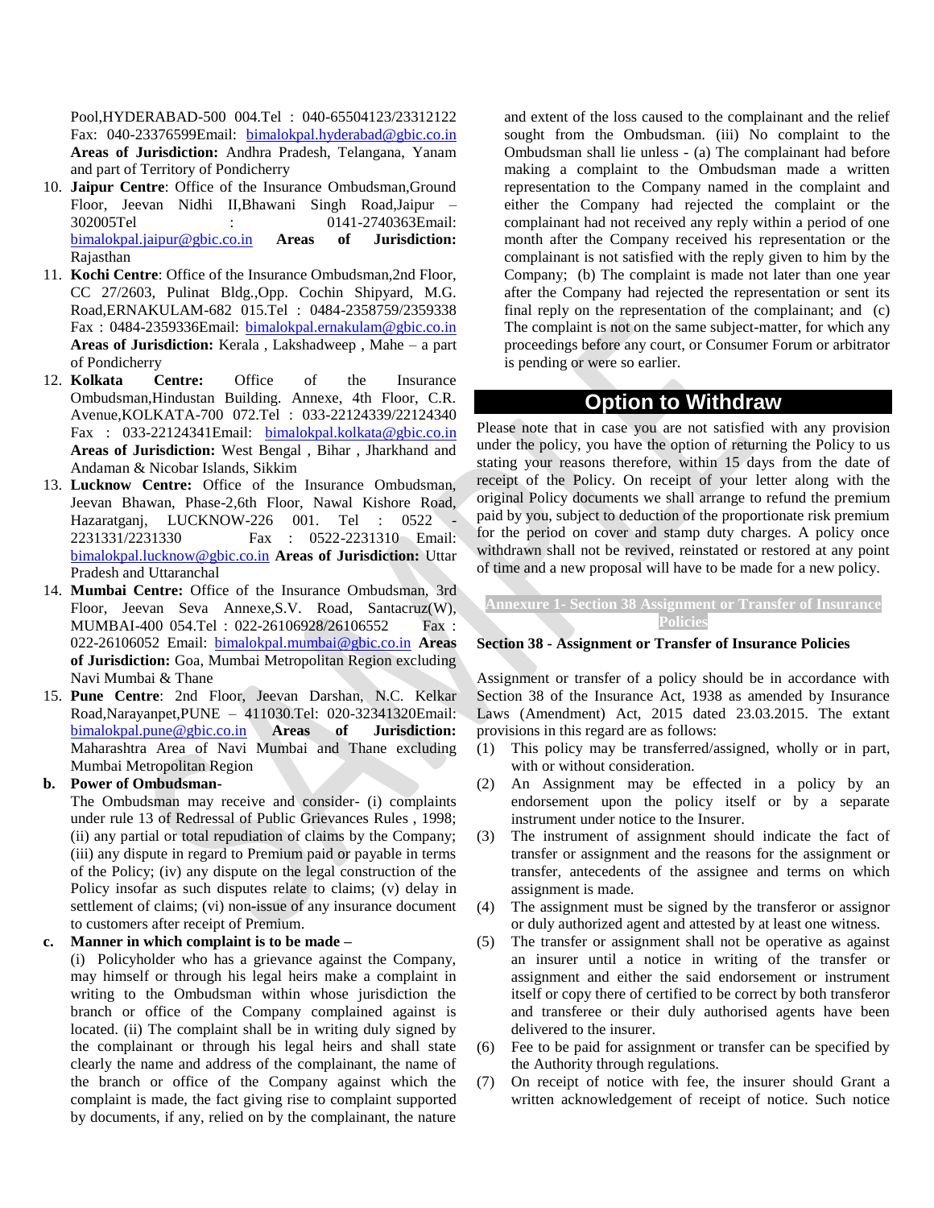Pool,HYDERABAD-500 004.Tel : 040-65504123/23312122 Fax: 040-23376599Email: bimalokpal.hyderabad@gbic.co.in **Areas of Jurisdiction:** Andhra Pradesh, Telangana, Yanam and part of Territory of Pondicherry

10. **Jaipur Centre**: Office of the Insurance Ombudsman,Ground Floor, Jeevan Nidhi II,Bhawani Singh Road,Jaipur – 302005Tel : 0141-2740363Email: bimalokpal.jaipur@gbic.co.in **Areas of Jurisdiction:** Rajasthan
11. **Kochi Centre**: Office of the Insurance Ombudsman,2nd Floor, CC 27/2603, Pulinat Bldg.,Opp. Cochin Shipyard, M.G. Road,ERNAKULAM-682 015.Tel : 0484-2358759/2359338 Fax : 0484-2359336Email: bimalokpal.ernakulam@gbic.co.in **Areas of Jurisdiction:** Kerala , Lakshadweep , Mahe – a part of Pondicherry
12. **Kolkata Centre:** Office of the Insurance Ombudsman,Hindustan Building. Annexe, 4th Floor, C.R. Avenue,KOLKATA-700 072.Tel : 033-22124339/22124340 Fax : 033-22124341Email: bimalokpal.kolkata@gbic.co.in **Areas of Jurisdiction:** West Bengal , Bihar , Jharkhand and Andaman & Nicobar Islands, Sikkim
13. **Lucknow Centre:** Office of the Insurance Ombudsman, Jeevan Bhawan, Phase-2,6th Floor, Nawal Kishore Road, Hazaratganj, LUCKNOW-226 001. Tel : 0522 - 2231331/2231330 Fax : 0522-2231310 Email: bimalokpal.lucknow@gbic.co.in **Areas of Jurisdiction:** Uttar Pradesh and Uttaranchal
14. **Mumbai Centre:** Office of the Insurance Ombudsman, 3rd Floor, Jeevan Seva Annexe,S.V. Road, Santacruz(W), MUMBAI-400 054.Tel : 022-26106928/26106552 Fax : 022-26106052 Email: bimalokpal.mumbai@gbic.co.in **Areas of Jurisdiction:** Goa, Mumbai Metropolitan Region excluding Navi Mumbai & Thane
15. **Pune Centre**: 2nd Floor, Jeevan Darshan, N.C. Kelkar Road,Narayanpet,PUNE – 411030.Tel: 020-32341320Email: bimalokpal.pune@gbic.co.in **Areas of Jurisdiction:** Maharashtra Area of Navi Mumbai and Thane excluding Mumbai Metropolitan Region

**b. Power of Ombudsman-**

The Ombudsman may receive and consider- (i) complaints under rule 13 of Redressal of Public Grievances Rules , 1998; (ii) any partial or total repudiation of claims by the Company; (iii) any dispute in regard to Premium paid or payable in terms of the Policy; (iv) any dispute on the legal construction of the Policy insofar as such disputes relate to claims; (v) delay in settlement of claims; (vi) non-issue of any insurance document to customers after receipt of Premium.

**c. Manner in which complaint is to be made –**

(i) Policyholder who has a grievance against the Company, may himself or through his legal heirs make a complaint in writing to the Ombudsman within whose jurisdiction the branch or office of the Company complained against is located. (ii) The complaint shall be in writing duly signed by the complainant or through his legal heirs and shall state clearly the name and address of the complainant, the name of the branch or office of the Company against which the complaint is made, the fact giving rise to complaint supported by documents, if any, relied on by the complainant, the nature and extent of the loss caused to the complainant and the relief sought from the Ombudsman. (iii) No complaint to the Ombudsman shall lie unless - (a) The complainant had before making a complaint to the Ombudsman made a written representation to the Company named in the complaint and either the Company had rejected the complaint or the complainant had not received any reply within a period of one month after the Company received his representation or the complainant is not satisfied with the reply given to him by the Company; (b) The complaint is made not later than one year after the Company had rejected the representation or sent its final reply on the representation of the complainant; and (c) The complaint is not on the same subject-matter, for which any proceedings before any court, or Consumer Forum or arbitrator is pending or were so earlier.

## Option to Withdraw

Please note that in case you are not satisfied with any provision under the policy, you have the option of returning the Policy to us stating your reasons therefore, within 15 days from the date of receipt of the Policy. On receipt of your letter along with the original Policy documents we shall arrange to refund the premium paid by you, subject to deduction of the proportionate risk premium for the period on cover and stamp duty charges. A policy once withdrawn shall not be revived, reinstated or restored at any point of time and a new proposal will have to be made for a new policy.

### Annexure 1- Section 38 Assignment or Transfer of Insurance Policies

**Section 38 - Assignment or Transfer of Insurance Policies**

Assignment or transfer of a policy should be in accordance with Section 38 of the Insurance Act, 1938 as amended by Insurance Laws (Amendment) Act, 2015 dated 23.03.2015. The extant provisions in this regard are as follows:

(1) This policy may be transferred/assigned, wholly or in part, with or without consideration.

(2) An Assignment may be effected in a policy by an endorsement upon the policy itself or by a separate instrument under notice to the Insurer.

(3) The instrument of assignment should indicate the fact of transfer or assignment and the reasons for the assignment or transfer, antecedents of the assignee and terms on which assignment is made.

(4) The assignment must be signed by the transferor or assignor or duly authorized agent and attested by at least one witness.

(5) The transfer or assignment shall not be operative as against an insurer until a notice in writing of the transfer or assignment and either the said endorsement or instrument itself or copy there of certified to be correct by both transferor and transferee or their duly authorised agents have been delivered to the insurer.

(6) Fee to be paid for assignment or transfer can be specified by the Authority through regulations.

(7) On receipt of notice with fee, the insurer should Grant a written acknowledgement of receipt of notice. Such notice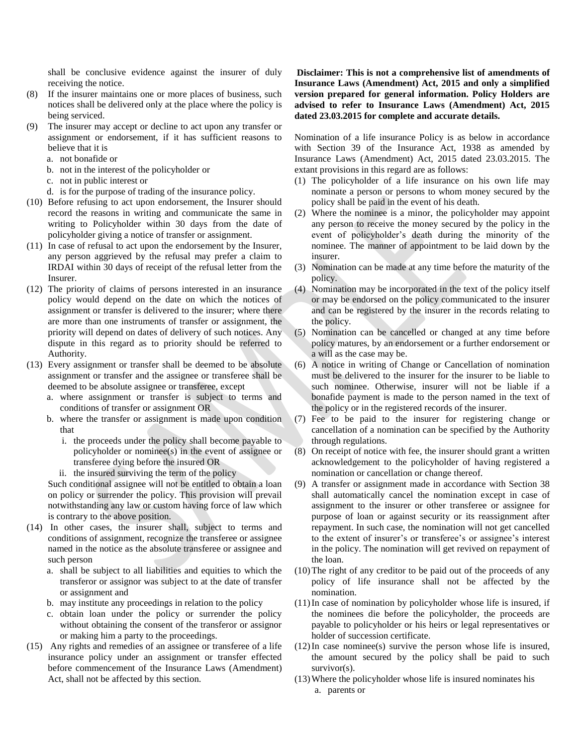shall be conclusive evidence against the insurer of duly receiving the notice.

(8) If the insurer maintains one or more places of business, such notices shall be delivered only at the place where the policy is being serviced.

(9) The insurer may accept or decline to act upon any transfer or assignment or endorsement, if it has sufficient reasons to believe that it is
   a. not bonafide or
   b. not in the interest of the policyholder or
   c. not in public interest or
   d. is for the purpose of trading of the insurance policy.

(10) Before refusing to act upon endorsement, the Insurer should record the reasons in writing and communicate the same in writing to Policyholder within 30 days from the date of policyholder giving a notice of transfer or assignment.

(11) In case of refusal to act upon the endorsement by the Insurer, any person aggrieved by the refusal may prefer a claim to IRDAI within 30 days of receipt of the refusal letter from the Insurer.

(12) The priority of claims of persons interested in an insurance policy would depend on the date on which the notices of assignment or transfer is delivered to the insurer; where there are more than one instruments of transfer or assignment, the priority will depend on dates of delivery of such notices. Any dispute in this regard as to priority should be referred to Authority.

(13) Every assignment or transfer shall be deemed to be absolute assignment or transfer and the assignee or transferee shall be deemed to be absolute assignee or transferee, except
   a. where assignment or transfer is subject to terms and conditions of transfer or assignment OR
   b. where the transfer or assignment is made upon condition that
      i. the proceeds under the policy shall become payable to policyholder or nominee(s) in the event of assignee or transferee dying before the insured OR
      ii. the insured surviving the term of the policy

   Such conditional assignee will not be entitled to obtain a loan on policy or surrender the policy. This provision will prevail notwithstanding any law or custom having force of law which is contrary to the above position.

(14) In other cases, the insurer shall, subject to terms and conditions of assignment, recognize the transferee or assignee named in the notice as the absolute transferee or assignee and such person
   a. shall be subject to all liabilities and equities to which the transferor or assignor was subject to at the date of transfer or assignment and
   b. may institute any proceedings in relation to the policy
   c. obtain loan under the policy or surrender the policy without obtaining the consent of the transferor or assignor or making him a party to the proceedings.

(15) Any rights and remedies of an assignee or transferee of a life insurance policy under an assignment or transfer effected before commencement of the Insurance Laws (Amendment) Act, shall not be affected by this section.

**Disclaimer: This is not a comprehensive list of amendments of Insurance Laws (Amendment) Act, 2015 and only a simplified version prepared for general information. Policy Holders are advised to refer to Insurance Laws (Amendment) Act, 2015 dated 23.03.2015 for complete and accurate details.**

Nomination of a life insurance Policy is as below in accordance with Section 39 of the Insurance Act, 1938 as amended by Insurance Laws (Amendment) Act, 2015 dated 23.03.2015. The extant provisions in this regard are as follows:

(1) The policyholder of a life insurance on his own life may nominate a person or persons to whom money secured by the policy shall be paid in the event of his death.

(2) Where the nominee is a minor, the policyholder may appoint any person to receive the money secured by the policy in the event of policyholder's death during the minority of the nominee. The manner of appointment to be laid down by the insurer.

(3) Nomination can be made at any time before the maturity of the policy.

(4) Nomination may be incorporated in the text of the policy itself or may be endorsed on the policy communicated to the insurer and can be registered by the insurer in the records relating to the policy.

(5) Nomination can be cancelled or changed at any time before policy matures, by an endorsement or a further endorsement or a will as the case may be.

(6) A notice in writing of Change or Cancellation of nomination must be delivered to the insurer for the insurer to be liable to such nominee. Otherwise, insurer will not be liable if a bonafide payment is made to the person named in the text of the policy or in the registered records of the insurer.

(7) Fee to be paid to the insurer for registering change or cancellation of a nomination can be specified by the Authority through regulations.

(8) On receipt of notice with fee, the insurer should grant a written acknowledgement to the policyholder of having registered a nomination or cancellation or change thereof.

(9) A transfer or assignment made in accordance with Section 38 shall automatically cancel the nomination except in case of assignment to the insurer or other transferee or assignee for purpose of loan or against security or its reassignment after repayment. In such case, the nomination will not get cancelled to the extent of insurer's or transferee's or assignee's interest in the policy. The nomination will get revived on repayment of the loan.

(10) The right of any creditor to be paid out of the proceeds of any policy of life insurance shall not be affected by the nomination.

(11) In case of nomination by policyholder whose life is insured, if the nominees die before the policyholder, the proceeds are payable to policyholder or his heirs or legal representatives or holder of succession certificate.

(12) In case nominee(s) survive the person whose life is insured, the amount secured by the policy shall be paid to such survivor(s).

(13) Where the policyholder whose life is insured nominates his
   a. parents or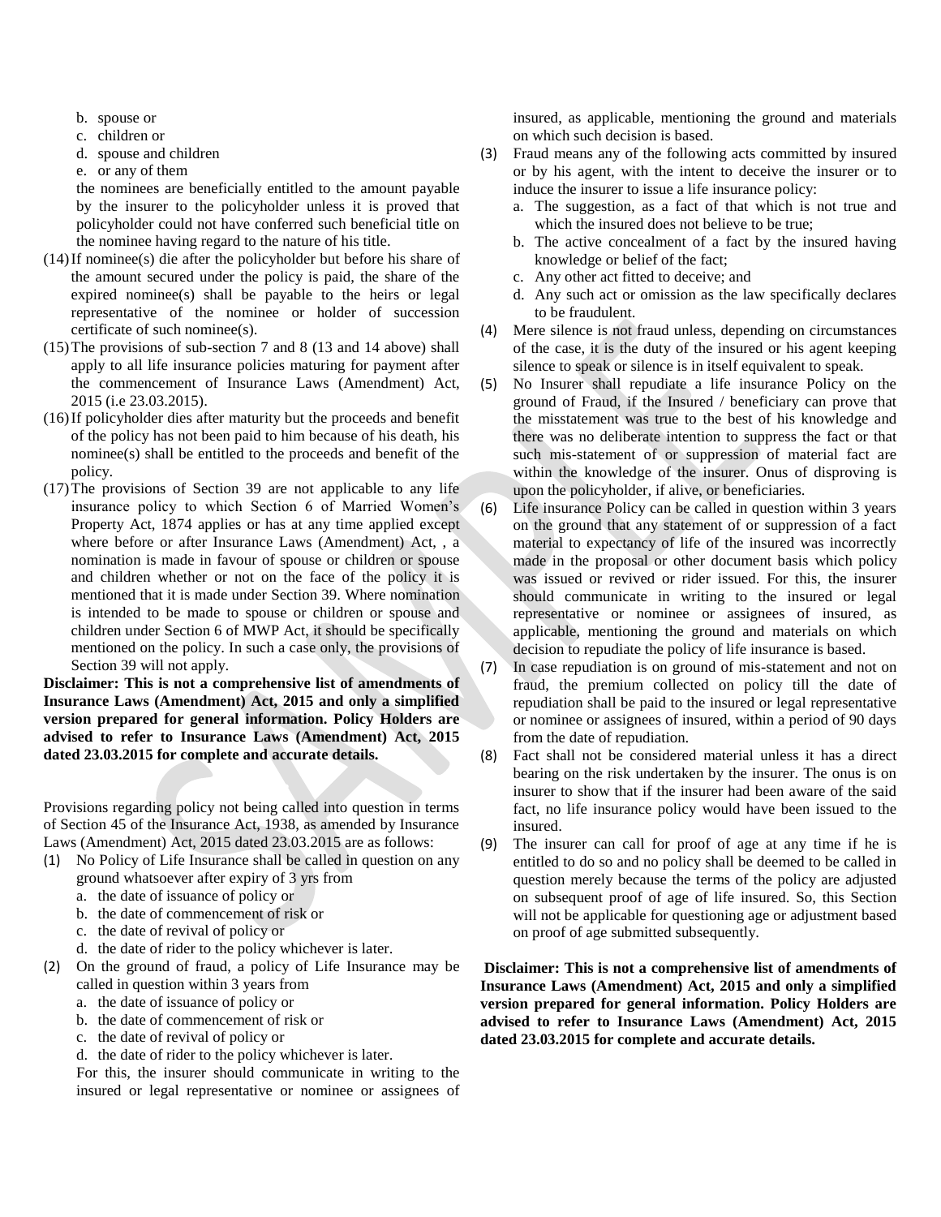b. spouse or
c. children or
d. spouse and children
e. or any of them

the nominees are beneficially entitled to the amount payable by the insurer to the policyholder unless it is proved that policyholder could not have conferred such beneficial title on the nominee having regard to the nature of his title.

(14) If nominee(s) die after the policyholder but before his share of the amount secured under the policy is paid, the share of the expired nominee(s) shall be payable to the heirs or legal representative of the nominee or holder of succession certificate of such nominee(s).

(15) The provisions of sub-section 7 and 8 (13 and 14 above) shall apply to all life insurance policies maturing for payment after the commencement of Insurance Laws (Amendment) Act, 2015 (i.e 23.03.2015).

(16) If policyholder dies after maturity but the proceeds and benefit of the policy has not been paid to him because of his death, his nominee(s) shall be entitled to the proceeds and benefit of the policy.

(17) The provisions of Section 39 are not applicable to any life insurance policy to which Section 6 of Married Women's Property Act, 1874 applies or has at any time applied except where before or after Insurance Laws (Amendment) Act, , a nomination is made in favour of spouse or children or spouse and children whether or not on the face of the policy it is mentioned that it is made under Section 39. Where nomination is intended to be made to spouse or children or spouse and children under Section 6 of MWP Act, it should be specifically mentioned on the policy. In such a case only, the provisions of Section 39 will not apply.

**Disclaimer: This is not a comprehensive list of amendments of Insurance Laws (Amendment) Act, 2015 and only a simplified version prepared for general information. Policy Holders are advised to refer to Insurance Laws (Amendment) Act, 2015 dated 23.03.2015 for complete and accurate details.**

Provisions regarding policy not being called into question in terms of Section 45 of the Insurance Act, 1938, as amended by Insurance Laws (Amendment) Act, 2015 dated 23.03.2015 are as follows:

(1) No Policy of Life Insurance shall be called in question on any ground whatsoever after expiry of 3 yrs from
   a. the date of issuance of policy or
   b. the date of commencement of risk or
   c. the date of revival of policy or
   d. the date of rider to the policy whichever is later.

(2) On the ground of fraud, a policy of Life Insurance may be called in question within 3 years from
   a. the date of issuance of policy or
   b. the date of commencement of risk or
   c. the date of revival of policy or
   d. the date of rider to the policy whichever is later.

   For this, the insurer should communicate in writing to the insured or legal representative or nominee or assignees of insured, as applicable, mentioning the ground and materials on which such decision is based.

(3) Fraud means any of the following acts committed by insured or by his agent, with the intent to deceive the insurer or to induce the insurer to issue a life insurance policy:
   a. The suggestion, as a fact of that which is not true and which the insured does not believe to be true;
   b. The active concealment of a fact by the insured having knowledge or belief of the fact;
   c. Any other act fitted to deceive; and
   d. Any such act or omission as the law specifically declares to be fraudulent.

(4) Mere silence is not fraud unless, depending on circumstances of the case, it is the duty of the insured or his agent keeping silence to speak or silence is in itself equivalent to speak.

(5) No Insurer shall repudiate a life insurance Policy on the ground of Fraud, if the Insured / beneficiary can prove that the misstatement was true to the best of his knowledge and there was no deliberate intention to suppress the fact or that such mis-statement of or suppression of material fact are within the knowledge of the insurer. Onus of disproving is upon the policyholder, if alive, or beneficiaries.

(6) Life insurance Policy can be called in question within 3 years on the ground that any statement of or suppression of a fact material to expectancy of life of the insured was incorrectly made in the proposal or other document basis which policy was issued or revived or rider issued. For this, the insurer should communicate in writing to the insured or legal representative or nominee or assignees of insured, as applicable, mentioning the ground and materials on which decision to repudiate the policy of life insurance is based.

(7) In case repudiation is on ground of mis-statement and not on fraud, the premium collected on policy till the date of repudiation shall be paid to the insured or legal representative or nominee or assignees of insured, within a period of 90 days from the date of repudiation.

(8) Fact shall not be considered material unless it has a direct bearing on the risk undertaken by the insurer. The onus is on insurer to show that if the insurer had been aware of the said fact, no life insurance policy would have been issued to the insured.

(9) The insurer can call for proof of age at any time if he is entitled to do so and no policy shall be deemed to be called in question merely because the terms of the policy are adjusted on subsequent proof of age of life insured. So, this Section will not be applicable for questioning age or adjustment based on proof of age submitted subsequently.

**Disclaimer: This is not a comprehensive list of amendments of Insurance Laws (Amendment) Act, 2015 and only a simplified version prepared for general information. Policy Holders are advised to refer to Insurance Laws (Amendment) Act, 2015 dated 23.03.2015 for complete and accurate details.**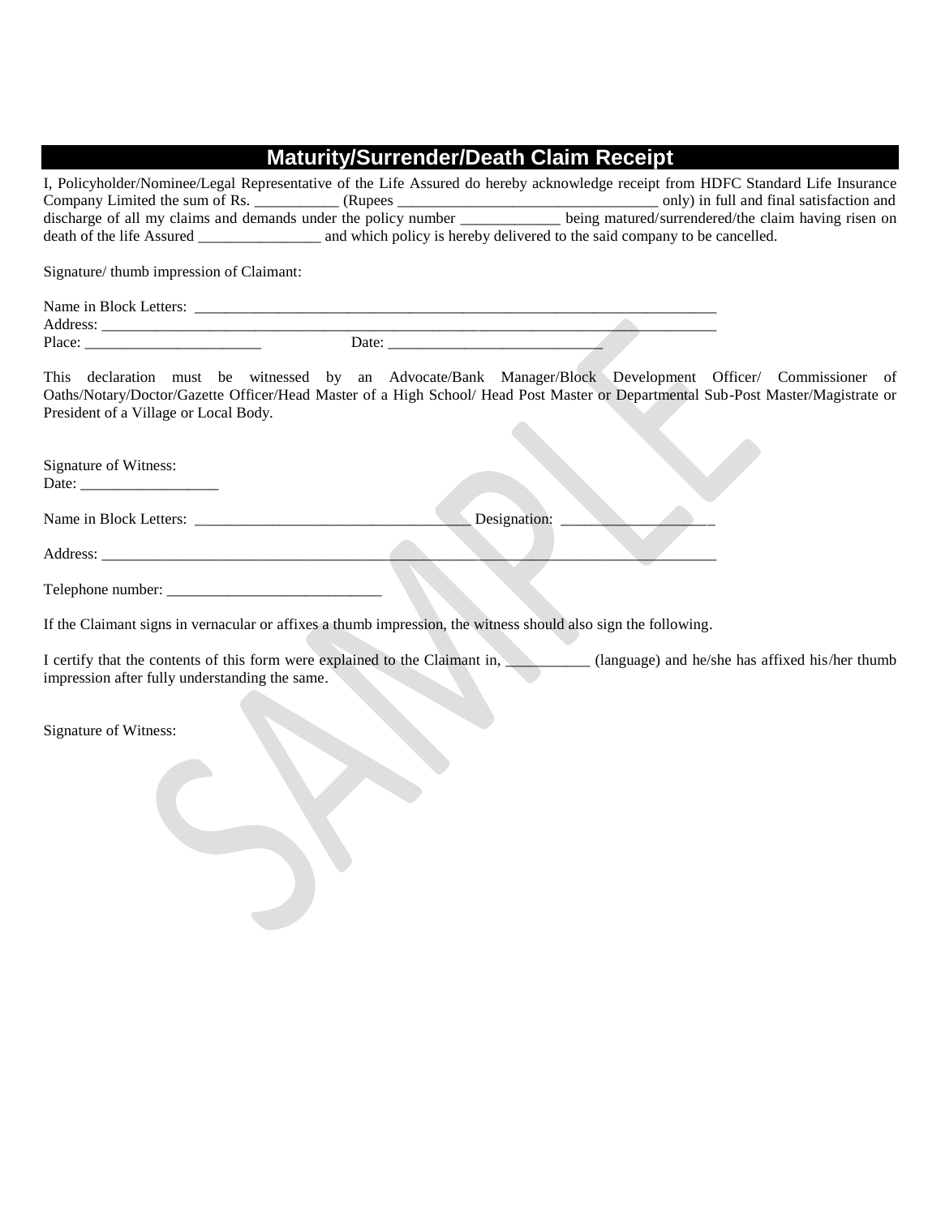# Maturity/Surrender/Death Claim Receipt

I, Policyholder/Nominee/Legal Representative of the Life Assured do hereby acknowledge receipt from HDFC Standard Life Insurance Company Limited the sum of Rs. ___________ (Rupees __________________________________ only) in full and final satisfaction and discharge of all my claims and demands under the policy number _____________ being matured/surrendered/the claim having risen on death of the life Assured ________________ and which policy is hereby delivered to the said company to be cancelled.

Signature/ thumb impression of Claimant:

Name in Block Letters: _________________________________________________________________________

Address: ______________________________________________________________________________________

Place: _______________________ Date: ____________________________

This declaration must be witnessed by an Advocate/Bank Manager/Block Development Officer/ Commissioner of Oaths/Notary/Doctor/Gazette Officer/Head Master of a High School/ Head Post Master or Departmental Sub-Post Master/Magistrate or President of a Village or Local Body.

Signature of Witness:

Date: __________________

Name in Block Letters: ___________________________________ Designation: ____________________

Address: ______________________________________________________________________________________

Telephone number: ____________________________

If the Claimant signs in vernacular or affixes a thumb impression, the witness should also sign the following.

I certify that the contents of this form were explained to the Claimant in, ___________ (language) and he/she has affixed his/her thumb impression after fully understanding the same.

Signature of Witness: